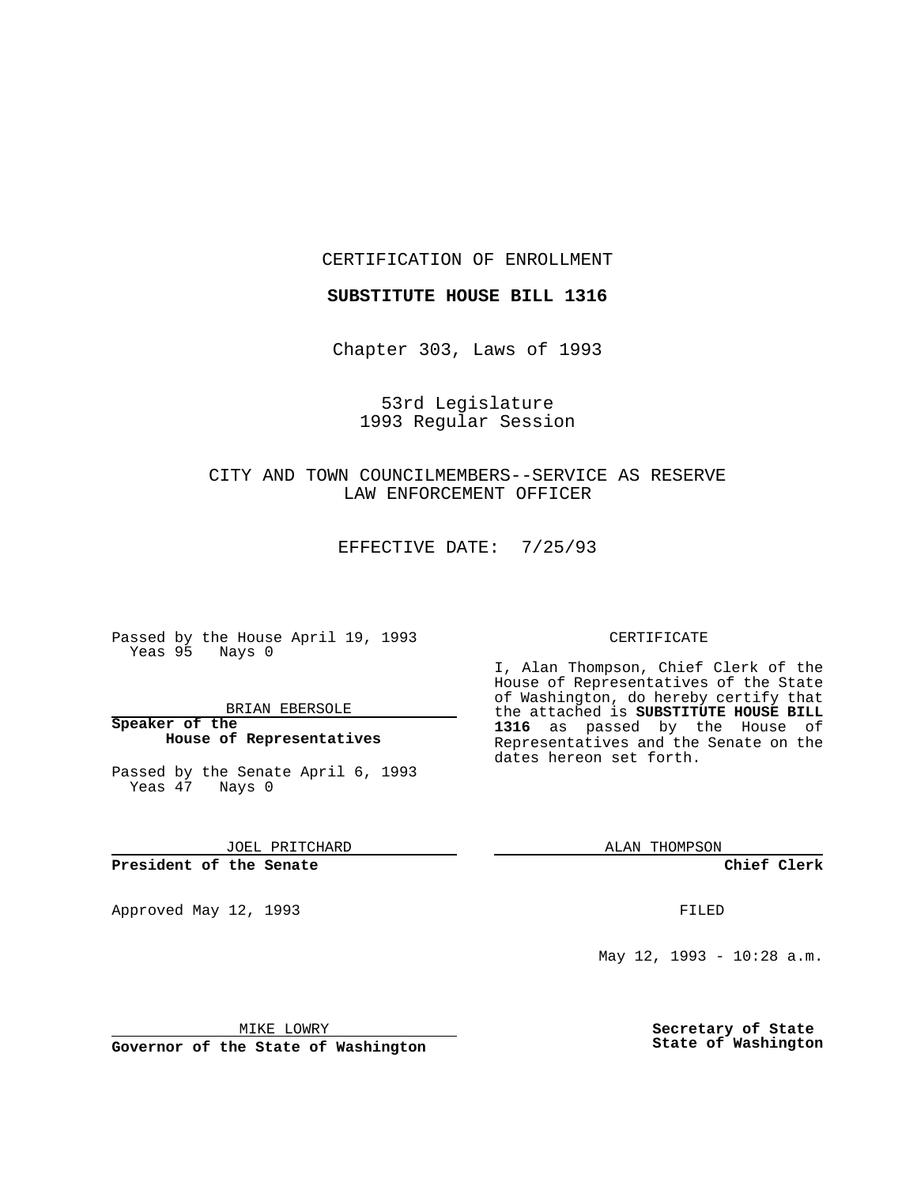CERTIFICATION OF ENROLLMENT

**SUBSTITUTE HOUSE BILL 1316**

Chapter 303, Laws of 1993

53rd Legislature
1993 Regular Session

CITY AND TOWN COUNCILMEMBERS--SERVICE AS RESERVE LAW ENFORCEMENT OFFICER

EFFECTIVE DATE: 7/25/93

Passed by the House April 19, 1993
Yeas 95 Nays 0

BRIAN EBERSOLE

**Speaker of the House of Representatives**

Passed by the Senate April 6, 1993
Yeas 47 Nays 0

JOEL PRITCHARD

**President of the Senate**

Approved May 12, 1993

MIKE LOWRY

**Governor of the State of Washington**

CERTIFICATE

I, Alan Thompson, Chief Clerk of the House of Representatives of the State of Washington, do hereby certify that the attached is **SUBSTITUTE HOUSE BILL 1316** as passed by the House of Representatives and the Senate on the dates hereon set forth.

ALAN THOMPSON

**Chief Clerk**

FILED

May 12, 1993 - 10:28 a.m.

**Secretary of State**
**State of Washington**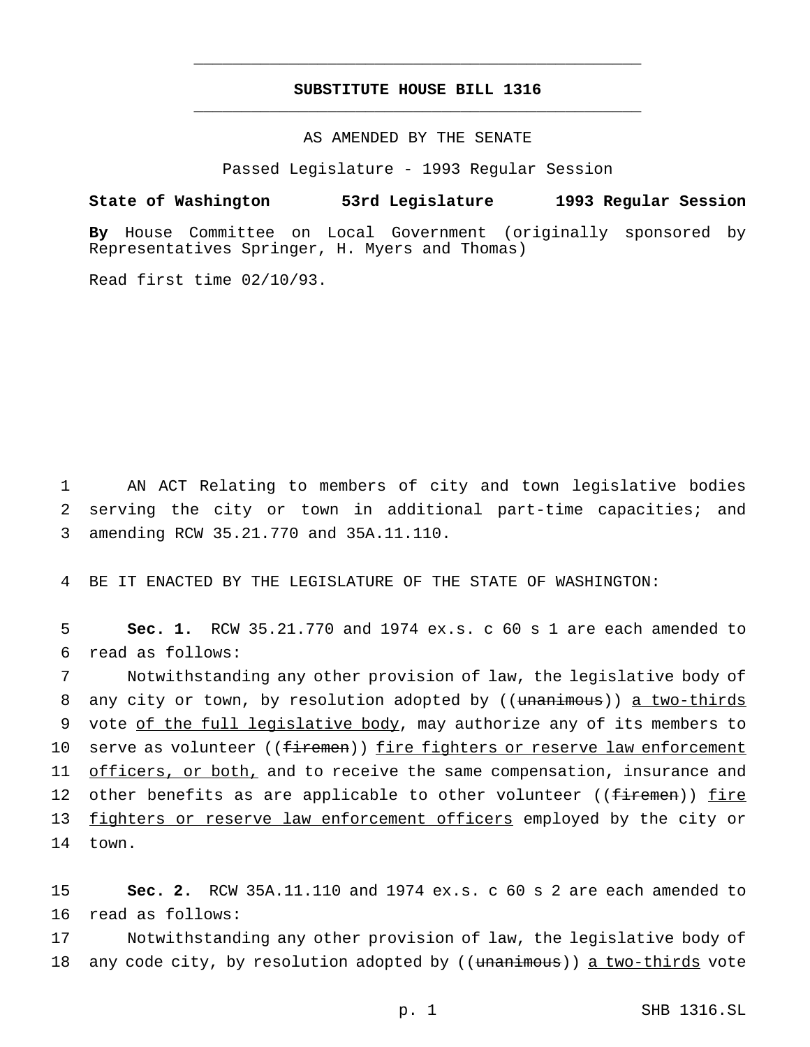# SUBSTITUTE HOUSE BILL 1316

AS AMENDED BY THE SENATE

Passed Legislature - 1993 Regular Session

**State of Washington 53rd Legislature 1993 Regular Session**

**By** House Committee on Local Government (originally sponsored by Representatives Springer, H. Myers and Thomas)

Read first time 02/10/93.

1 AN ACT Relating to members of city and town legislative bodies
2 serving the city or town in additional part-time capacities; and
3 amending RCW 35.21.770 and 35A.11.110.

4 BE IT ENACTED BY THE LEGISLATURE OF THE STATE OF WASHINGTON:

5 **Sec. 1.** RCW 35.21.770 and 1974 ex.s. c 60 s 1 are each amended to
6 read as follows:

7 Notwithstanding any other provision of law, the legislative body of
8 any city or town, by resolution adopted by ((~~unanimous~~)) <u>a two-thirds</u>
9 vote <u>of the full legislative body</u>, may authorize any of its members to
10 serve as volunteer ((~~firemen~~)) <u>fire fighters or reserve law enforcement</u>
11 <u>officers, or both,</u> and to receive the same compensation, insurance and
12 other benefits as are applicable to other volunteer ((~~firemen~~)) <u>fire</u>
13 <u>fighters or reserve law enforcement officers</u> employed by the city or
14 town.

15 **Sec. 2.** RCW 35A.11.110 and 1974 ex.s. c 60 s 2 are each amended to
16 read as follows:

17 Notwithstanding any other provision of law, the legislative body of
18 any code city, by resolution adopted by ((~~unanimous~~)) <u>a two-thirds</u> vote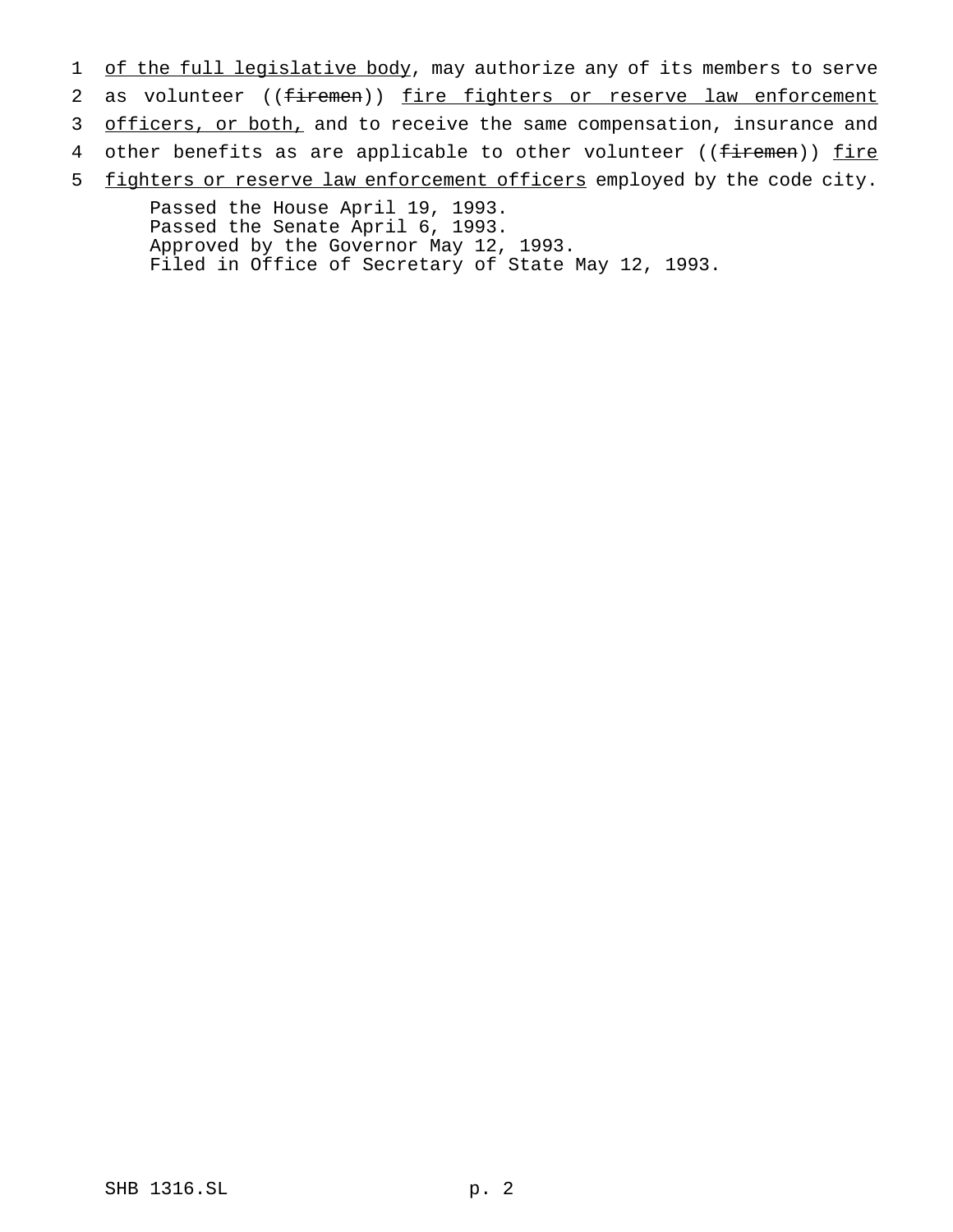of the full legislative body, may authorize any of its members to serve as volunteer ((~~firemen~~)) fire fighters or reserve law enforcement officers, or both, and to receive the same compensation, insurance and other benefits as are applicable to other volunteer ((~~firemen~~)) fire fighters or reserve law enforcement officers employed by the code city.

Passed the House April 19, 1993.
Passed the Senate April 6, 1993.
Approved by the Governor May 12, 1993.
Filed in Office of Secretary of State May 12, 1993.